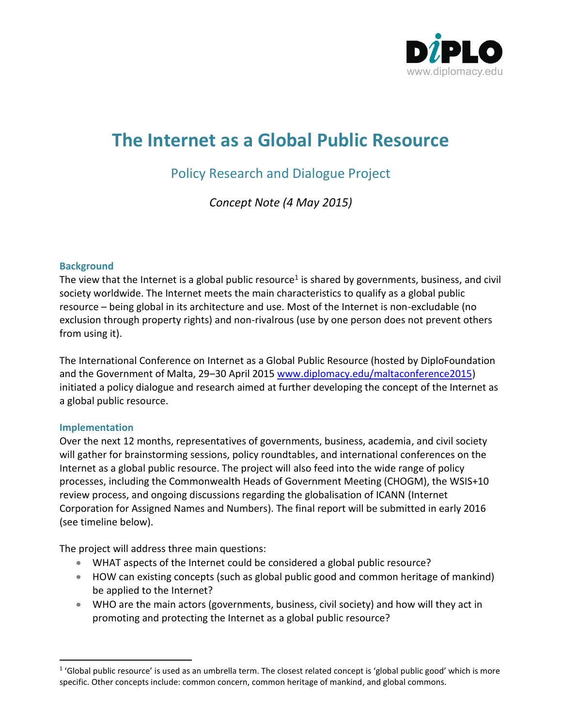DiPLO
www.diplomacy.edu

# The Internet as a Global Public Resource

## Policy Research and Dialogue Project

*Concept Note (4 May 2015)*

### Background

The view that the Internet is a global public resource[1] is shared by governments, business, and civil society worldwide. The Internet meets the main characteristics to qualify as a global public resource – being global in its architecture and use. Most of the Internet is non-excludable (no exclusion through property rights) and non-rivalrous (use by one person does not prevent others from using it).

The International Conference on Internet as a Global Public Resource (hosted by DiploFoundation and the Government of Malta, 29–30 April 2015 [www.diplomacy.edu/maltaconference2015](www.diplomacy.edu/maltaconference2015)) initiated a policy dialogue and research aimed at further developing the concept of the Internet as a global public resource.

### Implementation

Over the next 12 months, representatives of governments, business, academia, and civil society will gather for brainstorming sessions, policy roundtables, and international conferences on the Internet as a global public resource. The project will also feed into the wide range of policy processes, including the Commonwealth Heads of Government Meeting (CHOGM), the WSIS+10 review process, and ongoing discussions regarding the globalisation of ICANN (Internet Corporation for Assigned Names and Numbers). The final report will be submitted in early 2016 (see timeline below).

The project will address three main questions:

- WHAT aspects of the Internet could be considered a global public resource?
- HOW can existing concepts (such as global public good and common heritage of mankind) be applied to the Internet?
- WHO are the main actors (governments, business, civil society) and how will they act in promoting and protecting the Internet as a global public resource?

[1] 'Global public resource' is used as an umbrella term. The closest related concept is 'global public good' which is more specific. Other concepts include: common concern, common heritage of mankind, and global commons.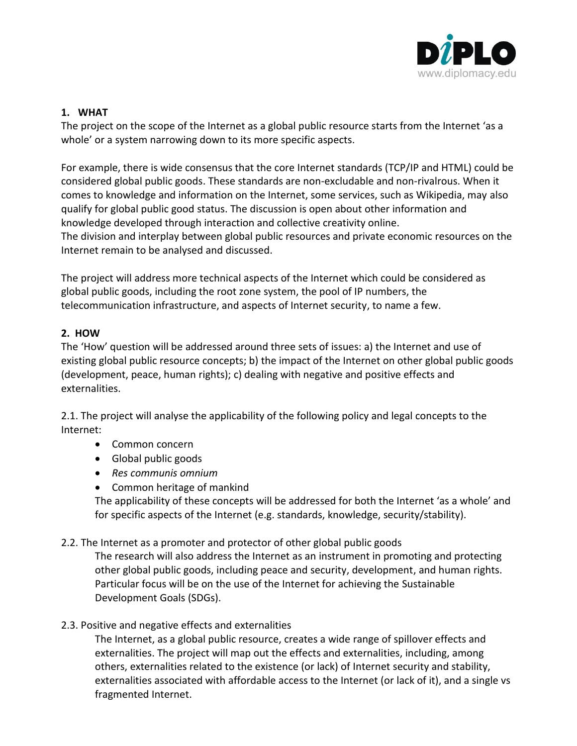## 1. WHAT

The project on the scope of the Internet as a global public resource starts from the Internet 'as a whole' or a system narrowing down to its more specific aspects.

For example, there is wide consensus that the core Internet standards (TCP/IP and HTML) could be considered global public goods. These standards are non-excludable and non-rivalrous. When it comes to knowledge and information on the Internet, some services, such as Wikipedia, may also qualify for global public good status. The discussion is open about other information and knowledge developed through interaction and collective creativity online.
The division and interplay between global public resources and private economic resources on the Internet remain to be analysed and discussed.

The project will address more technical aspects of the Internet which could be considered as global public goods, including the root zone system, the pool of IP numbers, the telecommunication infrastructure, and aspects of Internet security, to name a few.

## 2. HOW

The 'How' question will be addressed around three sets of issues: a) the Internet and use of existing global public resource concepts; b) the impact of the Internet on other global public goods (development, peace, human rights); c) dealing with negative and positive effects and externalities.

2.1. The project will analyse the applicability of the following policy and legal concepts to the Internet:

- Common concern
- Global public goods
- *Res communis omnium*
- Common heritage of mankind

The applicability of these concepts will be addressed for both the Internet 'as a whole' and for specific aspects of the Internet (e.g. standards, knowledge, security/stability).

2.2. The Internet as a promoter and protector of other global public goods

The research will also address the Internet as an instrument in promoting and protecting other global public goods, including peace and security, development, and human rights. Particular focus will be on the use of the Internet for achieving the Sustainable Development Goals (SDGs).

2.3. Positive and negative effects and externalities

The Internet, as a global public resource, creates a wide range of spillover effects and externalities. The project will map out the effects and externalities, including, among others, externalities related to the existence (or lack) of Internet security and stability, externalities associated with affordable access to the Internet (or lack of it), and a single vs fragmented Internet.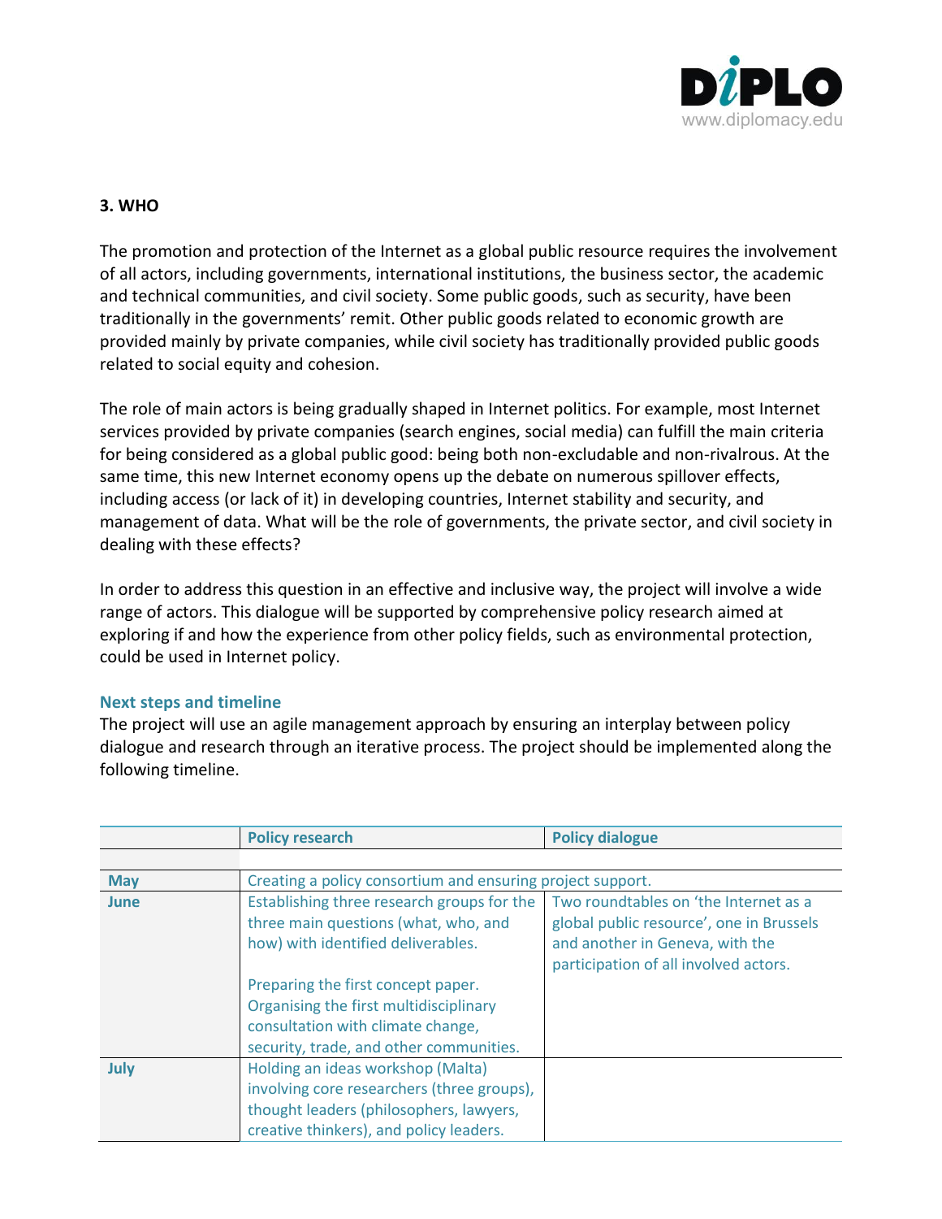### 3. WHO

The promotion and protection of the Internet as a global public resource requires the involvement of all actors, including governments, international institutions, the business sector, the academic and technical communities, and civil society. Some public goods, such as security, have been traditionally in the governments' remit. Other public goods related to economic growth are provided mainly by private companies, while civil society has traditionally provided public goods related to social equity and cohesion.

The role of main actors is being gradually shaped in Internet politics. For example, most Internet services provided by private companies (search engines, social media) can fulfill the main criteria for being considered as a global public good: being both non-excludable and non-rivalrous. At the same time, this new Internet economy opens up the debate on numerous spillover effects, including access (or lack of it) in developing countries, Internet stability and security, and management of data. What will be the role of governments, the private sector, and civil society in dealing with these effects?

In order to address this question in an effective and inclusive way, the project will involve a wide range of actors. This dialogue will be supported by comprehensive policy research aimed at exploring if and how the experience from other policy fields, such as environmental protection, could be used in Internet policy.

#### Next steps and timeline

The project will use an agile management approach by ensuring an interplay between policy dialogue and research through an iterative process. The project should be implemented along the following timeline.

| | Policy research | Policy dialogue |
|---|---|---|
| | | |
| **May** | Creating a policy consortium and ensuring project support. | |
| **June** | Establishing three research groups for the three main questions (what, who, and how) with identified deliverables.<br><br>Preparing the first concept paper. Organising the first multidisciplinary consultation with climate change, security, trade, and other communities. | Two roundtables on 'the Internet as a global public resource', one in Brussels and another in Geneva, with the participation of all involved actors. |
| **July** | Holding an ideas workshop (Malta) involving core researchers (three groups), thought leaders (philosophers, lawyers, creative thinkers), and policy leaders. | |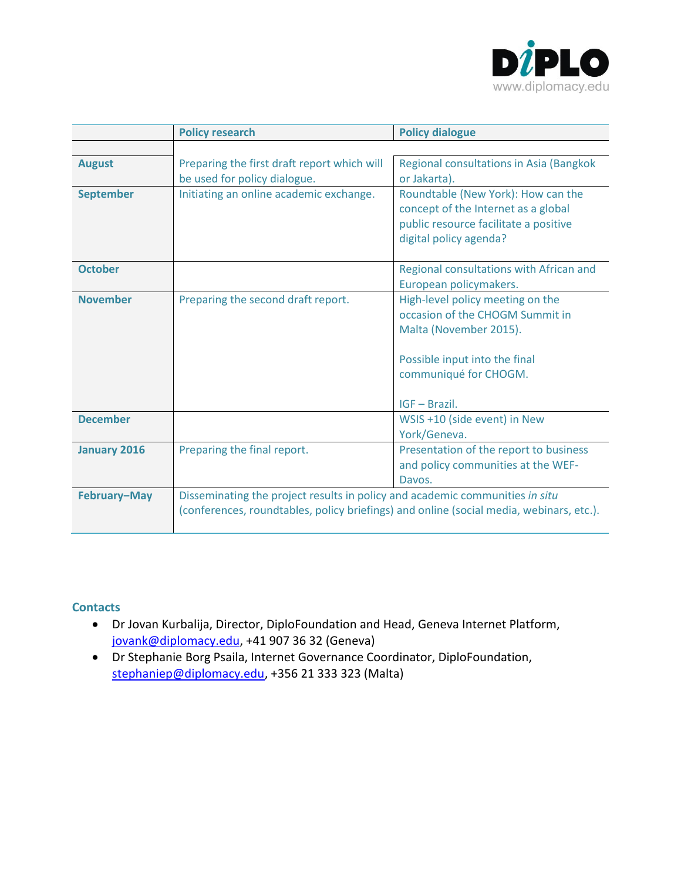| | Policy research | Policy dialogue |
|---|---|---|
| **August** | Preparing the first draft report which will be used for policy dialogue. | Regional consultations in Asia (Bangkok or Jakarta). |
| **September** | Initiating an online academic exchange. | Roundtable (New York): How can the concept of the Internet as a global public resource facilitate a positive digital policy agenda? |
| **October** | | Regional consultations with African and European policymakers. |
| **November** | Preparing the second draft report. | High-level policy meeting on the occasion of the CHOGM Summit in Malta (November 2015).<br><br>Possible input into the final communiqué for CHOGM.<br><br>IGF – Brazil. |
| **December** | | WSIS +10 (side event) in New York/Geneva. |
| **January 2016** | Preparing the final report. | Presentation of the report to business and policy communities at the WEF-Davos. |
| **February–May** | Disseminating the project results in policy and academic communities *in situ* (conferences, roundtables, policy briefings) and online (social media, webinars, etc.). | |

### Contacts

- Dr Jovan Kurbalija, Director, DiploFoundation and Head, Geneva Internet Platform, jovank@diplomacy.edu, +41 907 36 32 (Geneva)
- Dr Stephanie Borg Psaila, Internet Governance Coordinator, DiploFoundation, stephaniep@diplomacy.edu, +356 21 333 323 (Malta)